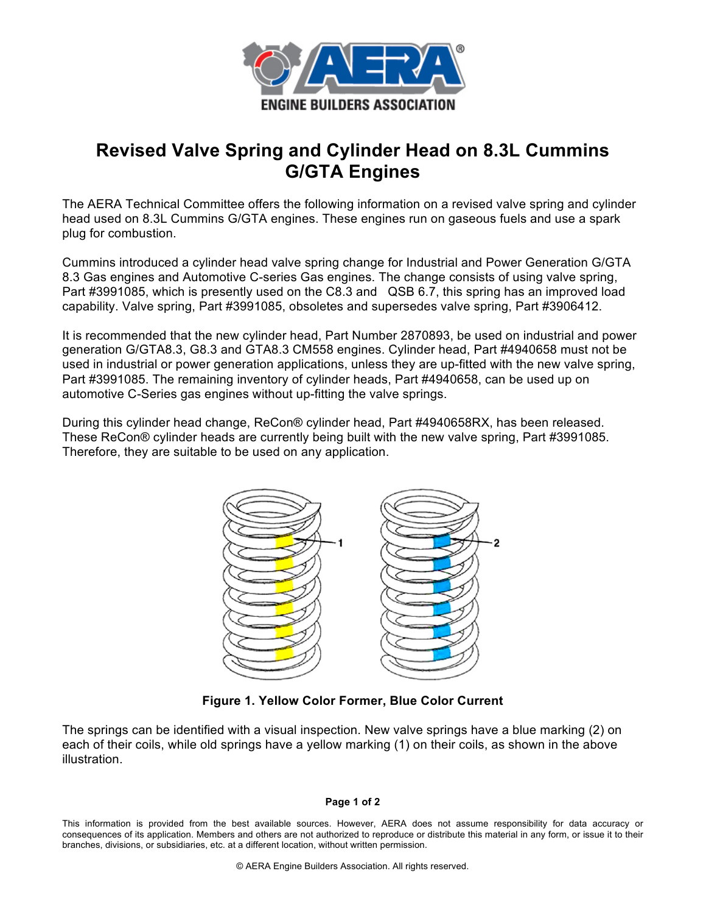# Revised Valve Spring and Cylinder Head on 8.3L Cummins G/GTA Engines

The AERA Technical Committee offers the following information on a revised valve spring and cylinder head used on 8.3L Cummins G/GTA engines. These engines run on gaseous fuels and use a spark plug for combustion.

Cummins introduced a cylinder head valve spring change for Industrial and Power Generation G/GTA 8.3 Gas engines and Automotive C-series Gas engines. The change consists of using valve spring, Part #3991085, which is presently used on the C8.3 and QSB 6.7, this spring has an improved load capability. Valve spring, Part #3991085, obsoletes and supersedes valve spring, Part #3906412.

It is recommended that the new cylinder head, Part Number 2870893, be used on industrial and power generation G/GTA8.3, G8.3 and GTA8.3 CM558 engines. Cylinder head, Part #4940658 must not be used in industrial or power generation applications, unless they are up-fitted with the new valve spring, Part #3991085. The remaining inventory of cylinder heads, Part #4940658, can be used up on automotive C-Series gas engines without up-fitting the valve springs.

During this cylinder head change, ReCon® cylinder head, Part #4940658RX, has been released. These ReCon® cylinder heads are currently being built with the new valve spring, Part #3991085. Therefore, they are suitable to be used on any application.

**Figure 1. Yellow Color Former, Blue Color Current**

The springs can be identified with a visual inspection. New valve springs have a blue marking (2) on each of their coils, while old springs have a yellow marking (1) on their coils, as shown in the above illustration.

This information is provided from the best available sources. However, AERA does not assume responsibility for data accuracy or consequences of its application. Members and others are not authorized to reproduce or distribute this material in any form, or issue it to their branches, divisions, or subsidiaries, etc. at a different location, without written permission.

© AERA Engine Builders Association. All rights reserved.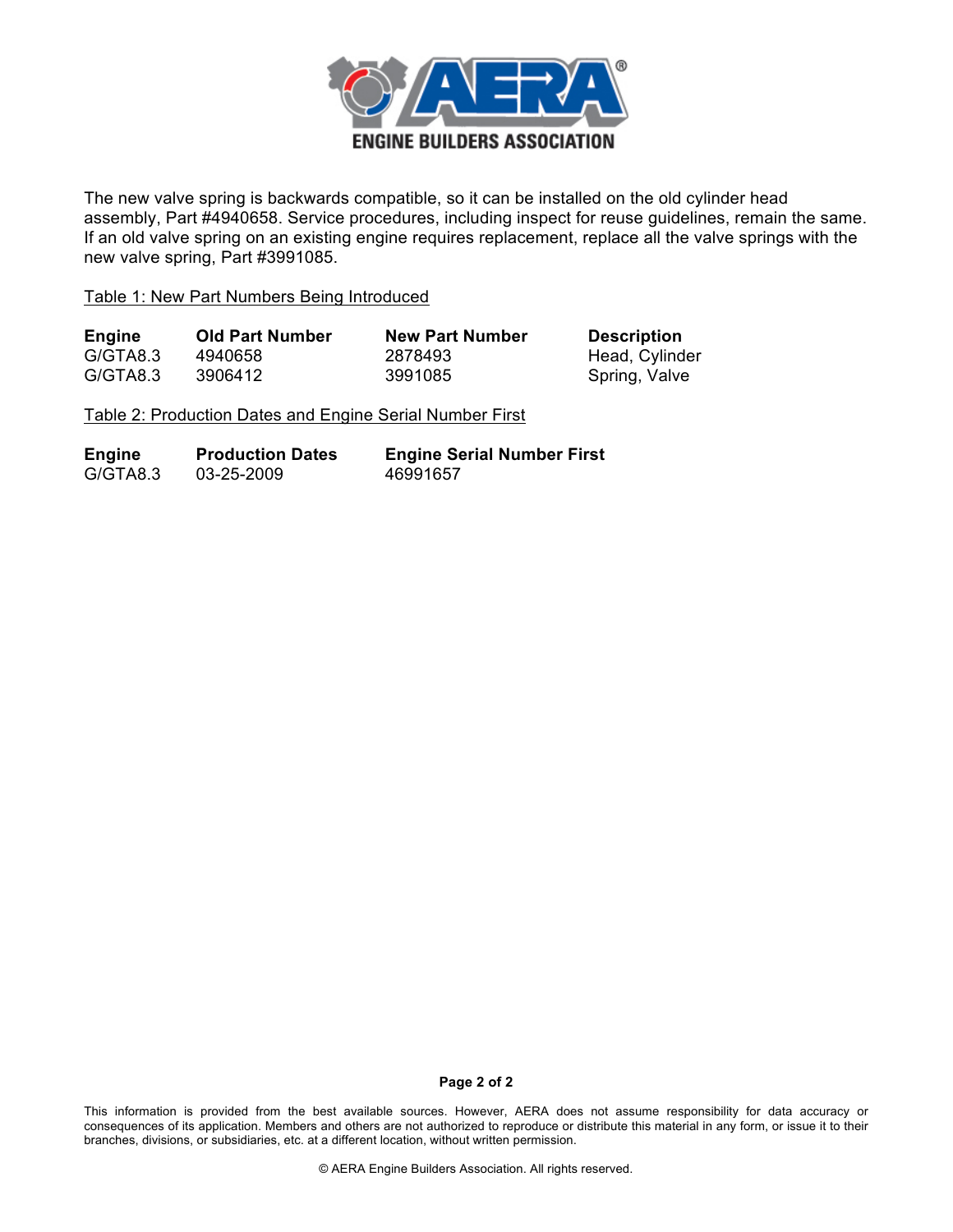The new valve spring is backwards compatible, so it can be installed on the old cylinder head assembly, Part #4940658. Service procedures, including inspect for reuse guidelines, remain the same. If an old valve spring on an existing engine requires replacement, replace all the valve springs with the new valve spring, Part #3991085.

Table 1: New Part Numbers Being Introduced

| Engine | Old Part Number | New Part Number | Description |
|---|---|---|---|
| G/GTA8.3 | 4940658 | 2878493 | Head, Cylinder |
| G/GTA8.3 | 3906412 | 3991085 | Spring, Valve |

Table 2: Production Dates and Engine Serial Number First

| Engine | Production Dates | Engine Serial Number First |
|---|---|---|
| G/GTA8.3 | 03-25-2009 | 46991657 |

This information is provided from the best available sources. However, AERA does not assume responsibility for data accuracy or consequences of its application. Members and others are not authorized to reproduce or distribute this material in any form, or issue it to their branches, divisions, or subsidiaries, etc. at a different location, without written permission.

© AERA Engine Builders Association. All rights reserved.